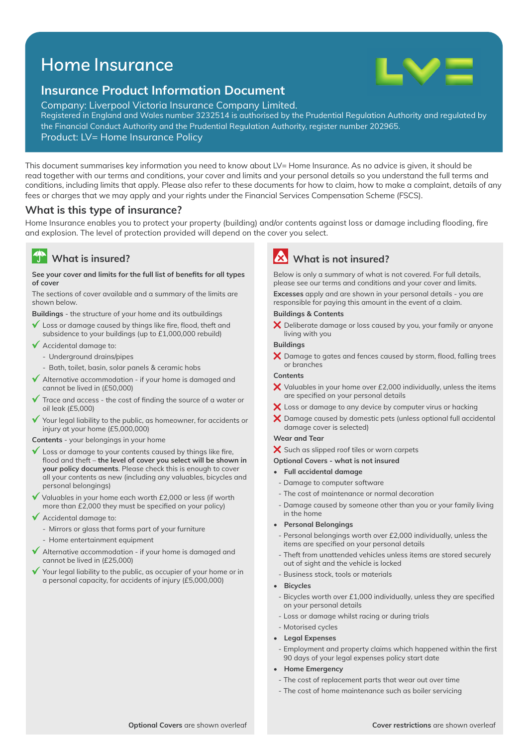# Home Insurance

## Insurance Product Information Document

Company: Liverpool Victoria Insurance Company Limited.
Registered in England and Wales number 3232514 is authorised by the Prudential Regulation Authority and regulated by the Financial Conduct Authority and the Prudential Regulation Authority, register number 202965.
Product: LV= Home Insurance Policy

This document summarises key information you need to know about LV= Home Insurance. As no advice is given, it should be read together with our terms and conditions, your cover and limits and your personal details so you understand the full terms and conditions, including limits that apply. Please also refer to these documents for how to claim, how to make a complaint, details of any fees or charges that we may apply and your rights under the Financial Services Compensation Scheme (FSCS).

## What is this type of insurance?

Home Insurance enables you to protect your property (building) and/or contents against loss or damage including flooding, fire and explosion. The level of protection provided will depend on the cover you select.

### What is insured?

**See your cover and limits for the full list of benefits for all types of cover**

The sections of cover available and a summary of the limits are shown below.

**Buildings** - the structure of your home and its outbuildings

- ✓ Loss or damage caused by things like fire, flood, theft and subsidence to your buildings (up to £1,000,000 rebuild)
- ✓ Accidental damage to:
  - Underground drains/pipes
  - Bath, toilet, basin, solar panels & ceramic hobs
- ✓ Alternative accommodation - if your home is damaged and cannot be lived in (£50,000)
- ✓ Trace and access - the cost of finding the source of a water or oil leak (£5,000)
- ✓ Your legal liability to the public, as homeowner, for accidents or injury at your home (£5,000,000)

**Contents** - your belongings in your home

- ✓ Loss or damage to your contents caused by things like fire, flood and theft – **the level of cover you select will be shown in your policy documents**. Please check this is enough to cover all your contents as new (including any valuables, bicycles and personal belongings)
- ✓ Valuables in your home each worth £2,000 or less (if worth more than £2,000 they must be specified on your policy)
- ✓ Accidental damage to:
  - Mirrors or glass that forms part of your furniture
  - Home entertainment equipment
- ✓ Alternative accommodation - if your home is damaged and cannot be lived in (£25,000)
- ✓ Your legal liability to the public, as occupier of your home or in a personal capacity, for accidents of injury (£5,000,000)

**Optional Covers** are shown overleaf

### What is not insured?

Below is only a summary of what is not covered. For full details, please see our terms and conditions and your cover and limits.

**Excesses** apply and are shown in your personal details - you are responsible for paying this amount in the event of a claim.

**Buildings & Contents**

- ✗ Deliberate damage or loss caused by you, your family or anyone living with you

**Buildings**

- ✗ Damage to gates and fences caused by storm, flood, falling trees or branches

**Contents**

- ✗ Valuables in your home over £2,000 individually, unless the items are specified on your personal details
- ✗ Loss or damage to any device by computer virus or hacking
- ✗ Damage caused by domestic pets (unless optional full accidental damage cover is selected)

**Wear and Tear**

- ✗ Such as slipped roof tiles or worn carpets

**Optional Covers - what is not insured**

- **Full accidental damage**
  - Damage to computer software
  - The cost of maintenance or normal decoration
  - Damage caused by someone other than you or your family living in the home
- **Personal Belongings**
  - Personal belongings worth over £2,000 individually, unless the items are specified on your personal details
  - Theft from unattended vehicles unless items are stored securely out of sight and the vehicle is locked
  - Business stock, tools or materials
- **Bicycles**
  - Bicycles worth over £1,000 individually, unless they are specified on your personal details
  - Loss or damage whilst racing or during trials
  - Motorised cycles
- **Legal Expenses**
  - Employment and property claims which happened within the first 90 days of your legal expenses policy start date
- **Home Emergency**
  - The cost of replacement parts that wear out over time
  - The cost of home maintenance such as boiler servicing

**Cover restrictions** are shown overleaf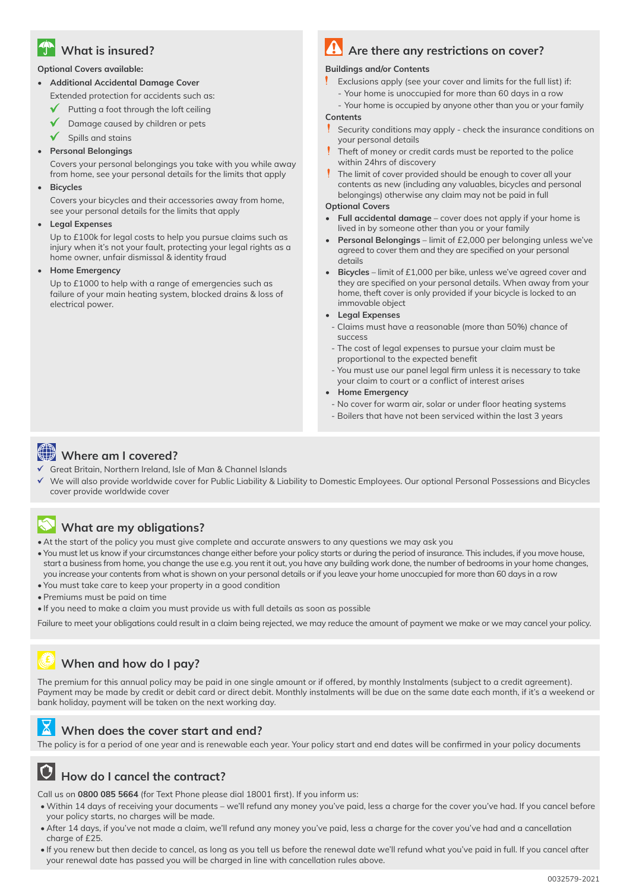## What is insured?

**Optional Covers available:**

- **Additional Accidental Damage Cover**

  Extended protection for accidents such as:
  - ✔ Putting a foot through the loft ceiling
  - ✔ Damage caused by children or pets
  - ✔ Spills and stains
- **Personal Belongings**

  Covers your personal belongings you take with you while away from home, see your personal details for the limits that apply
- **Bicycles**

  Covers your bicycles and their accessories away from home, see your personal details for the limits that apply
- **Legal Expenses**

  Up to £100k for legal costs to help you pursue claims such as injury when it's not your fault, protecting your legal rights as a home owner, unfair dismissal & identity fraud
- **Home Emergency**

  Up to £1000 to help with a range of emergencies such as failure of your main heating system, blocked drains & loss of electrical power.

## Are there any restrictions on cover?

**Buildings and/or Contents**

- ! Exclusions apply (see your cover and limits for the full list) if:
  - Your home is unoccupied for more than 60 days in a row
  - Your home is occupied by anyone other than you or your family

**Contents**

- ! Security conditions may apply - check the insurance conditions on your personal details
- ! Theft of money or credit cards must be reported to the police within 24hrs of discovery
- ! The limit of cover provided should be enough to cover all your contents as new (including any valuables, bicycles and personal belongings) otherwise any claim may not be paid in full

**Optional Covers**

- **Full accidental damage** – cover does not apply if your home is lived in by someone other than you or your family
- **Personal Belongings** – limit of £2,000 per belonging unless we've agreed to cover them and they are specified on your personal details
- **Bicycles** – limit of £1,000 per bike, unless we've agreed cover and they are specified on your personal details. When away from your home, theft cover is only provided if your bicycle is locked to an immovable object
- **Legal Expenses**
  - Claims must have a reasonable (more than 50%) chance of success
  - The cost of legal expenses to pursue your claim must be proportional to the expected benefit
  - You must use our panel legal firm unless it is necessary to take your claim to court or a conflict of interest arises
- **Home Emergency**
  - No cover for warm air, solar or under floor heating systems
  - Boilers that have not been serviced within the last 3 years

## Where am I covered?

- ✔ Great Britain, Northern Ireland, Isle of Man & Channel Islands
- ✔ We will also provide worldwide cover for Public Liability & Liability to Domestic Employees. Our optional Personal Possessions and Bicycles cover provide worldwide cover

## What are my obligations?

- At the start of the policy you must give complete and accurate answers to any questions we may ask you
- You must let us know if your circumstances change either before your policy starts or during the period of insurance. This includes, if you move house, start a business from home, you change the use e.g. you rent it out, you have any building work done, the number of bedrooms in your home changes, you increase your contents from what is shown on your personal details or if you leave your home unoccupied for more than 60 days in a row
- You must take care to keep your property in a good condition
- Premiums must be paid on time
- If you need to make a claim you must provide us with full details as soon as possible

Failure to meet your obligations could result in a claim being rejected, we may reduce the amount of payment we make or we may cancel your policy.

## When and how do I pay?

The premium for this annual policy may be paid in one single amount or if offered, by monthly Instalments (subject to a credit agreement). Payment may be made by credit or debit card or direct debit. Monthly instalments will be due on the same date each month, if it's a weekend or bank holiday, payment will be taken on the next working day.

## When does the cover start and end?

The policy is for a period of one year and is renewable each year. Your policy start and end dates will be confirmed in your policy documents

## How do I cancel the contract?

Call us on **0800 085 5664** (for Text Phone please dial 18001 first). If you inform us:

- Within 14 days of receiving your documents – we'll refund any money you've paid, less a charge for the cover you've had. If you cancel before your policy starts, no charges will be made.
- After 14 days, if you've not made a claim, we'll refund any money you've paid, less a charge for the cover you've had and a cancellation charge of £25.
- If you renew but then decide to cancel, as long as you tell us before the renewal date we'll refund what you've paid in full. If you cancel after your renewal date has passed you will be charged in line with cancellation rules above.

0032579-2021